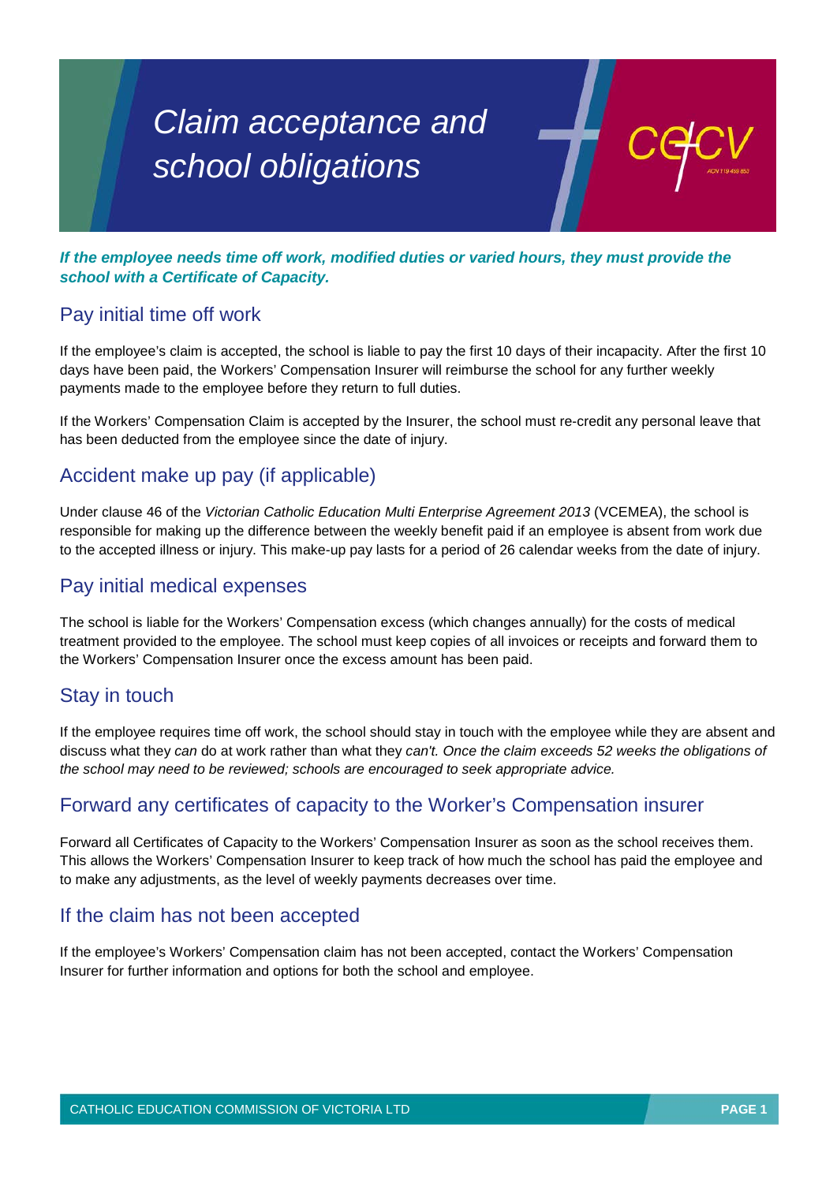# *Claim acceptance and school obligations*

***If the employee needs time off work, modified duties or varied hours, they must provide the school with a Certificate of Capacity.***

## Pay initial time off work

If the employee's claim is accepted, the school is liable to pay the first 10 days of their incapacity. After the first 10 days have been paid, the Workers' Compensation Insurer will reimburse the school for any further weekly payments made to the employee before they return to full duties.

If the Workers' Compensation Claim is accepted by the Insurer, the school must re-credit any personal leave that has been deducted from the employee since the date of injury.

## Accident make up pay (if applicable)

Under clause 46 of the *Victorian Catholic Education Multi Enterprise Agreement 2013* (VCEMEA), the school is responsible for making up the difference between the weekly benefit paid if an employee is absent from work due to the accepted illness or injury. This make-up pay lasts for a period of 26 calendar weeks from the date of injury.

## Pay initial medical expenses

The school is liable for the Workers' Compensation excess (which changes annually) for the costs of medical treatment provided to the employee. The school must keep copies of all invoices or receipts and forward them to the Workers' Compensation Insurer once the excess amount has been paid.

## Stay in touch

If the employee requires time off work, the school should stay in touch with the employee while they are absent and discuss what they *can* do at work rather than what they *can't. Once the claim exceeds 52 weeks the obligations of the school may need to be reviewed; schools are encouraged to seek appropriate advice.*

## Forward any certificates of capacity to the Worker's Compensation insurer

Forward all Certificates of Capacity to the Workers' Compensation Insurer as soon as the school receives them. This allows the Workers' Compensation Insurer to keep track of how much the school has paid the employee and to make any adjustments, as the level of weekly payments decreases over time.

## If the claim has not been accepted

If the employee's Workers' Compensation claim has not been accepted, contact the Workers' Compensation Insurer for further information and options for both the school and employee.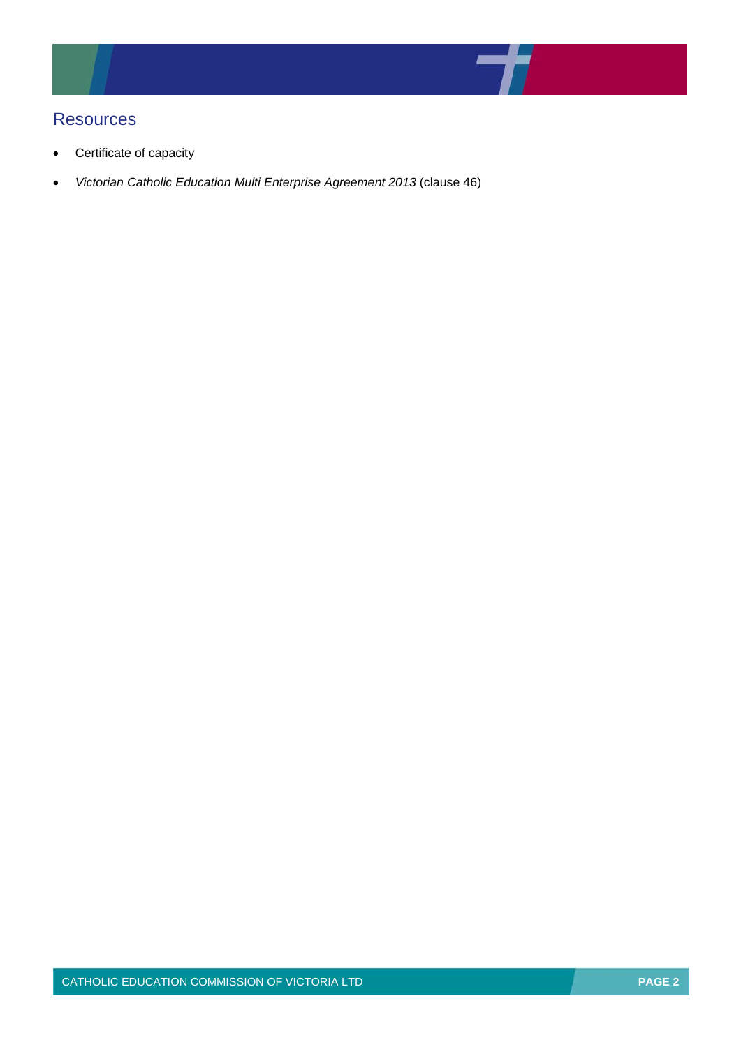## Resources

- Certificate of capacity
- *Victorian Catholic Education Multi Enterprise Agreement 2013* (clause 46)